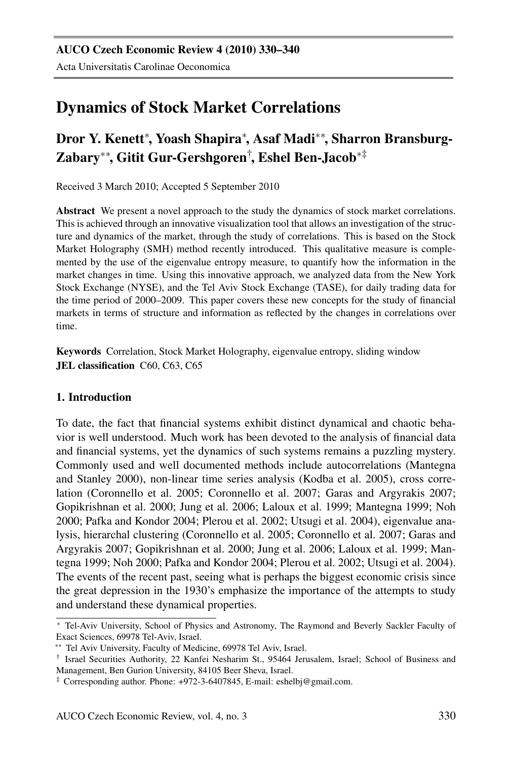# Dynamics of Stock Market Correlations

**Dror Y. Kenett[\*], Yoash Shapira[\*], Asaf Madi[\*\*], Sharron Bransburg-Zabary[\*\*], Gitit Gur-Gershgoren[†], Eshel Ben-Jacob[\*‡]**

Received 3 March 2010; Accepted 5 September 2010

**Abstract** We present a novel approach to the study the dynamics of stock market correlations. This is achieved through an innovative visualization tool that allows an investigation of the structure and dynamics of the market, through the study of correlations. This is based on the Stock Market Holography (SMH) method recently introduced. This qualitative measure is complemented by the use of the eigenvalue entropy measure, to quantify how the information in the market changes in time. Using this innovative approach, we analyzed data from the New York Stock Exchange (NYSE), and the Tel Aviv Stock Exchange (TASE), for daily trading data for the time period of 2000–2009. This paper covers these new concepts for the study of financial markets in terms of structure and information as reflected by the changes in correlations over time.

**Keywords** Correlation, Stock Market Holography, eigenvalue entropy, sliding window
**JEL classification** C60, C63, C65

## 1. Introduction

To date, the fact that financial systems exhibit distinct dynamical and chaotic behavior is well understood. Much work has been devoted to the analysis of financial data and financial systems, yet the dynamics of such systems remains a puzzling mystery. Commonly used and well documented methods include autocorrelations (Mantegna and Stanley 2000), non-linear time series analysis (Kodba et al. 2005), cross correlation (Coronnello et al. 2005; Coronnello et al. 2007; Garas and Argyrakis 2007; Gopikrishnan et al. 2000; Jung et al. 2006; Laloux et al. 1999; Mantegna 1999; Noh 2000; Pafka and Kondor 2004; Plerou et al. 2002; Utsugi et al. 2004), eigenvalue analysis, hierarchal clustering (Coronnello et al. 2005; Coronnello et al. 2007; Garas and Argyrakis 2007; Gopikrishnan et al. 2000; Jung et al. 2006; Laloux et al. 1999; Mantegna 1999; Noh 2000; Pafka and Kondor 2004; Plerou et al. 2002; Utsugi et al. 2004). The events of the recent past, seeing what is perhaps the biggest economic crisis since the great depression in the 1930's emphasize the importance of the attempts to study and understand these dynamical properties.

---

[\*] Tel-Aviv University, School of Physics and Astronomy, The Raymond and Beverly Sackler Faculty of Exact Sciences, 69978 Tel-Aviv, Israel.
[\*\*] Tel Aviv University, Faculty of Medicine, 69978 Tel Aviv, Israel.
[†] Israel Securities Authority, 22 Kanfei Nesharim St., 95464 Jerusalem, Israel; School of Business and Management, Ben Gurion University, 84105 Beer Sheva, Israel.
[‡] Corresponding author. Phone: +972-3-6407845, E-mail: eshelbj@gmail.com.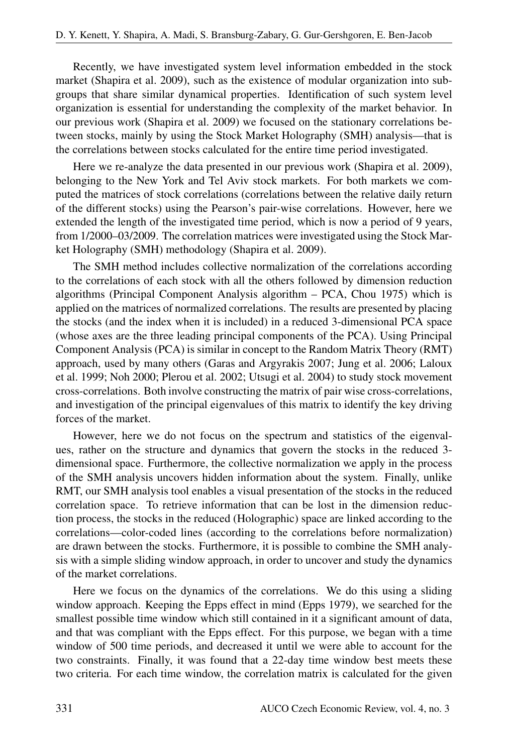Recently, we have investigated system level information embedded in the stock market (Shapira et al. 2009), such as the existence of modular organization into subgroups that share similar dynamical properties. Identification of such system level organization is essential for understanding the complexity of the market behavior. In our previous work (Shapira et al. 2009) we focused on the stationary correlations between stocks, mainly by using the Stock Market Holography (SMH) analysis—that is the correlations between stocks calculated for the entire time period investigated.

Here we re-analyze the data presented in our previous work (Shapira et al. 2009), belonging to the New York and Tel Aviv stock markets. For both markets we computed the matrices of stock correlations (correlations between the relative daily return of the different stocks) using the Pearson's pair-wise correlations. However, here we extended the length of the investigated time period, which is now a period of 9 years, from 1/2000–03/2009. The correlation matrices were investigated using the Stock Market Holography (SMH) methodology (Shapira et al. 2009).

The SMH method includes collective normalization of the correlations according to the correlations of each stock with all the others followed by dimension reduction algorithms (Principal Component Analysis algorithm – PCA, Chou 1975) which is applied on the matrices of normalized correlations. The results are presented by placing the stocks (and the index when it is included) in a reduced 3-dimensional PCA space (whose axes are the three leading principal components of the PCA). Using Principal Component Analysis (PCA) is similar in concept to the Random Matrix Theory (RMT) approach, used by many others (Garas and Argyrakis 2007; Jung et al. 2006; Laloux et al. 1999; Noh 2000; Plerou et al. 2002; Utsugi et al. 2004) to study stock movement cross-correlations. Both involve constructing the matrix of pair wise cross-correlations, and investigation of the principal eigenvalues of this matrix to identify the key driving forces of the market.

However, here we do not focus on the spectrum and statistics of the eigenvalues, rather on the structure and dynamics that govern the stocks in the reduced 3-dimensional space. Furthermore, the collective normalization we apply in the process of the SMH analysis uncovers hidden information about the system. Finally, unlike RMT, our SMH analysis tool enables a visual presentation of the stocks in the reduced correlation space. To retrieve information that can be lost in the dimension reduction process, the stocks in the reduced (Holographic) space are linked according to the correlations—color-coded lines (according to the correlations before normalization) are drawn between the stocks. Furthermore, it is possible to combine the SMH analysis with a simple sliding window approach, in order to uncover and study the dynamics of the market correlations.

Here we focus on the dynamics of the correlations. We do this using a sliding window approach. Keeping the Epps effect in mind (Epps 1979), we searched for the smallest possible time window which still contained in it a significant amount of data, and that was compliant with the Epps effect. For this purpose, we began with a time window of 500 time periods, and decreased it until we were able to account for the two constraints. Finally, it was found that a 22-day time window best meets these two criteria. For each time window, the correlation matrix is calculated for the given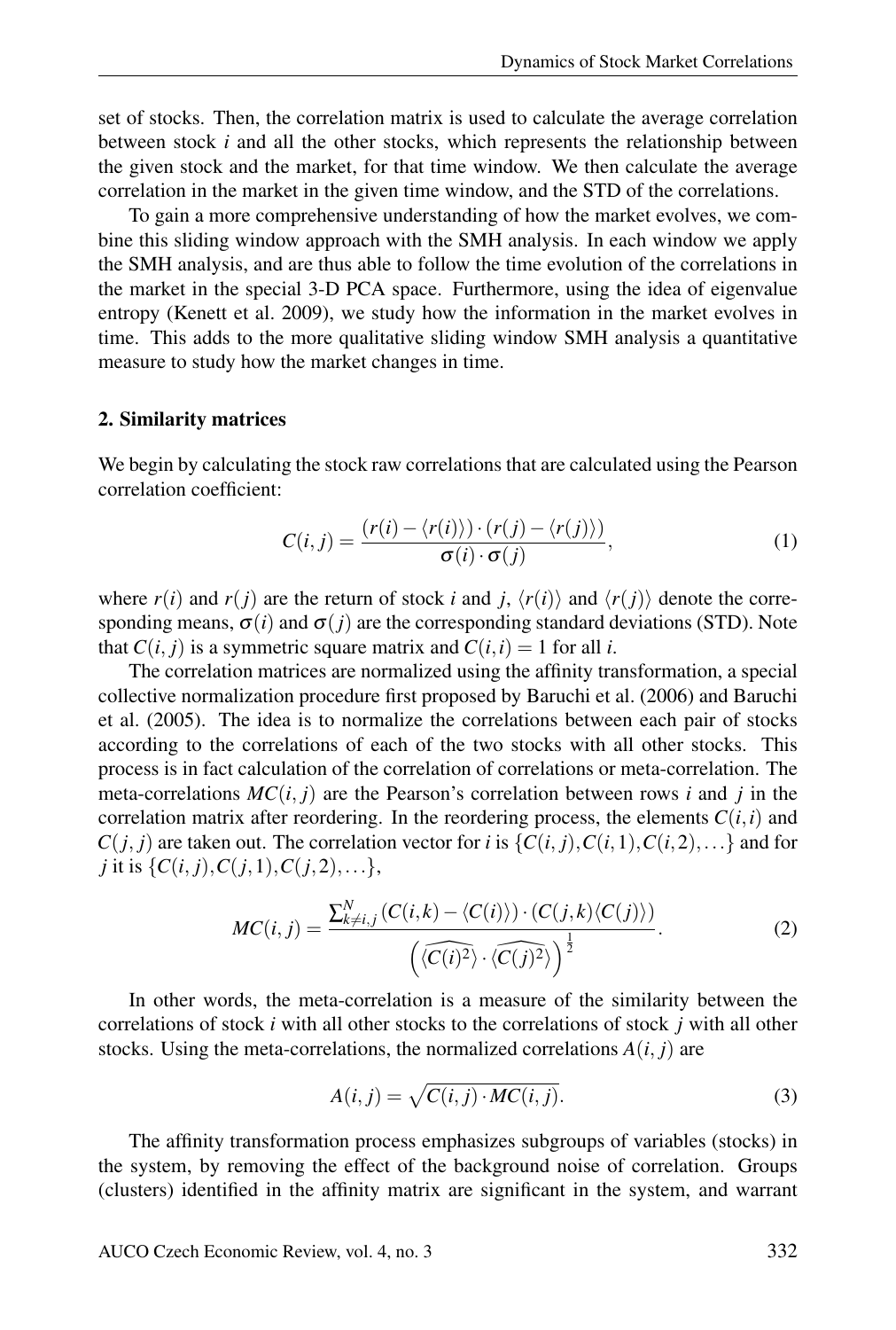set of stocks. Then, the correlation matrix is used to calculate the average correlation between stock $i$ and all the other stocks, which represents the relationship between the given stock and the market, for that time window. We then calculate the average correlation in the market in the given time window, and the STD of the correlations.

To gain a more comprehensive understanding of how the market evolves, we combine this sliding window approach with the SMH analysis. In each window we apply the SMH analysis, and are thus able to follow the time evolution of the correlations in the market in the special 3-D PCA space. Furthermore, using the idea of eigenvalue entropy (Kenett et al. 2009), we study how the information in the market evolves in time. This adds to the more qualitative sliding window SMH analysis a quantitative measure to study how the market changes in time.

## 2. Similarity matrices

We begin by calculating the stock raw correlations that are calculated using the Pearson correlation coefficient:

$$C(i,j) = \frac{(r(i) - \langle r(i) \rangle) \cdot (r(j) - \langle r(j) \rangle)}{\sigma(i) \cdot \sigma(j)}, \tag{1}$$

where $r(i)$ and $r(j)$ are the return of stock $i$ and $j$, $\langle r(i) \rangle$ and $\langle r(j) \rangle$ denote the corresponding means, $\sigma(i)$ and $\sigma(j)$ are the corresponding standard deviations (STD). Note that $C(i,j)$ is a symmetric square matrix and $C(i,i) = 1$ for all $i$.

The correlation matrices are normalized using the affinity transformation, a special collective normalization procedure first proposed by Baruchi et al. (2006) and Baruchi et al. (2005). The idea is to normalize the correlations between each pair of stocks according to the correlations of each of the two stocks with all other stocks. This process is in fact calculation of the correlation of correlations or meta-correlation. The meta-correlations $MC(i,j)$ are the Pearson's correlation between rows $i$ and $j$ in the correlation matrix after reordering. In the reordering process, the elements $C(i,i)$ and $C(j,j)$ are taken out. The correlation vector for $i$ is $\{C(i,j), C(i,1), C(i,2), \ldots\}$ and for $j$ it is $\{C(i,j), C(j,1), C(j,2), \ldots\}$,

$$MC(i,j) = \frac{\sum_{k \neq i,j}^{N} (C(i,k) - \langle C(i) \rangle) \cdot (C(j,k) \langle C(j) \rangle)}{\left( \widehat{\langle C(i)^2 \rangle} \cdot \widehat{\langle C(j)^2 \rangle} \right)^{\frac{1}{2}}}. \tag{2}$$

In other words, the meta-correlation is a measure of the similarity between the correlations of stock $i$ with all other stocks to the correlations of stock $j$ with all other stocks. Using the meta-correlations, the normalized correlations $A(i,j)$ are

$$A(i,j) = \sqrt{C(i,j) \cdot MC(i,j)}. \tag{3}$$

The affinity transformation process emphasizes subgroups of variables (stocks) in the system, by removing the effect of the background noise of correlation. Groups (clusters) identified in the affinity matrix are significant in the system, and warrant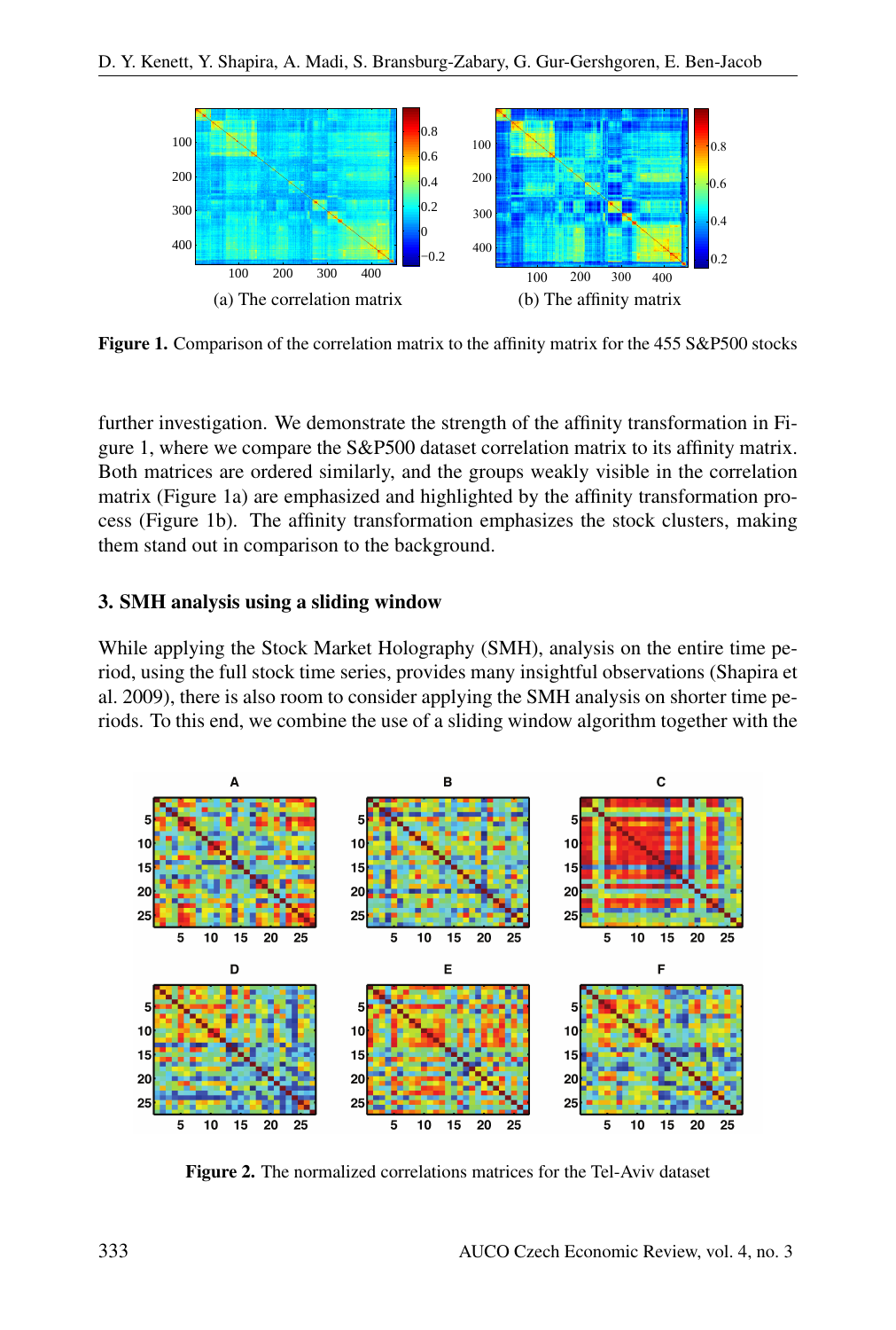(a) The correlation matrix

(b) The affinity matrix

**Figure 1.** Comparison of the correlation matrix to the affinity matrix for the 455 S&P500 stocks

further investigation. We demonstrate the strength of the affinity transformation in Figure 1, where we compare the S&P500 dataset correlation matrix to its affinity matrix. Both matrices are ordered similarly, and the groups weakly visible in the correlation matrix (Figure 1a) are emphasized and highlighted by the affinity transformation process (Figure 1b). The affinity transformation emphasizes the stock clusters, making them stand out in comparison to the background.

### 3. SMH analysis using a sliding window

While applying the Stock Market Holography (SMH), analysis on the entire time period, using the full stock time series, provides many insightful observations (Shapira et al. 2009), there is also room to consider applying the SMH analysis on shorter time periods. To this end, we combine the use of a sliding window algorithm together with the

**Figure 2.** The normalized correlations matrices for the Tel-Aviv dataset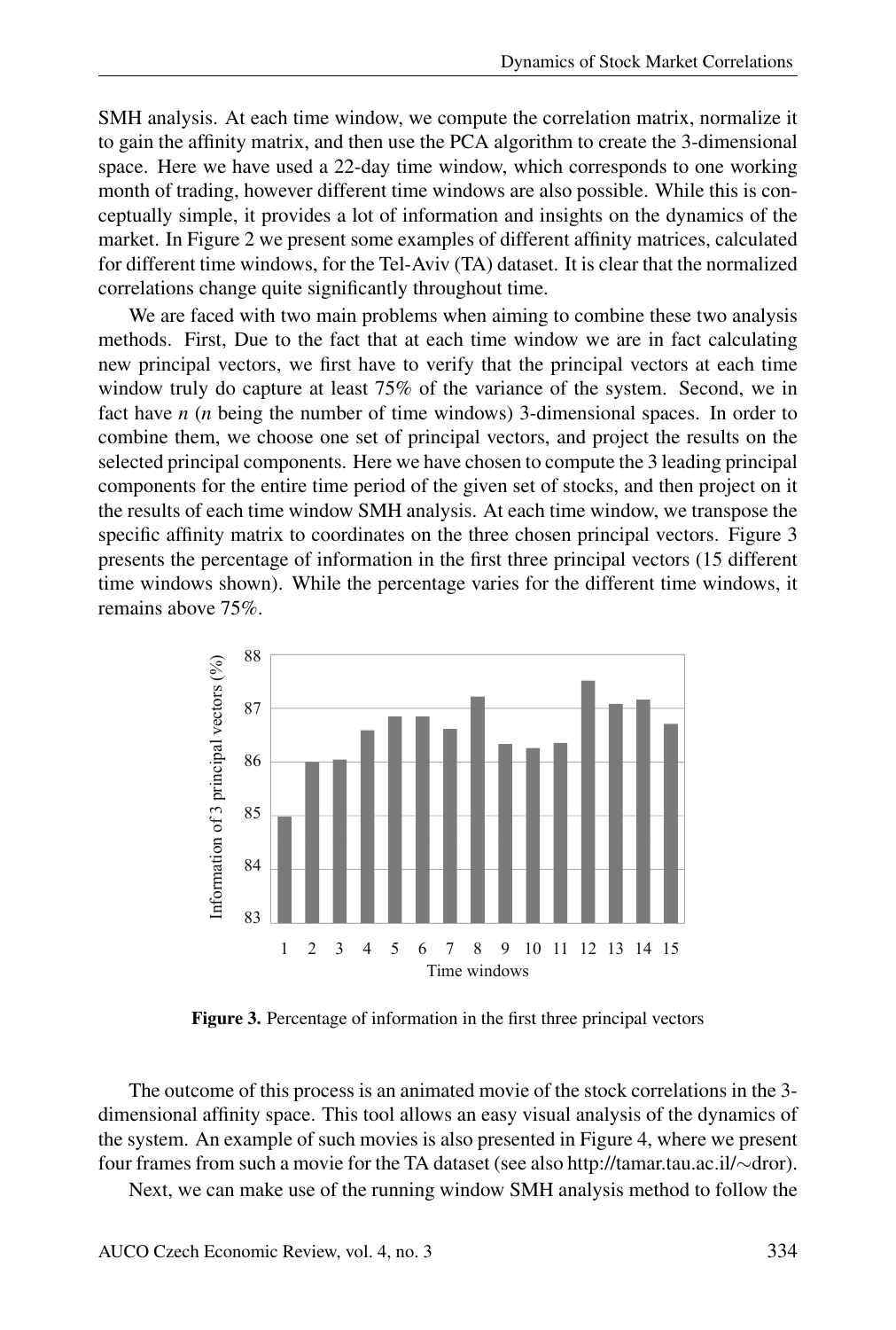SMH analysis. At each time window, we compute the correlation matrix, normalize it to gain the affinity matrix, and then use the PCA algorithm to create the 3-dimensional space. Here we have used a 22-day time window, which corresponds to one working month of trading, however different time windows are also possible. While this is conceptually simple, it provides a lot of information and insights on the dynamics of the market. In Figure 2 we present some examples of different affinity matrices, calculated for different time windows, for the Tel-Aviv (TA) dataset. It is clear that the normalized correlations change quite significantly throughout time.

We are faced with two main problems when aiming to combine these two analysis methods. First, Due to the fact that at each time window we are in fact calculating new principal vectors, we first have to verify that the principal vectors at each time window truly do capture at least 75% of the variance of the system. Second, we in fact have *n* (*n* being the number of time windows) 3-dimensional spaces. In order to combine them, we choose one set of principal vectors, and project the results on the selected principal components. Here we have chosen to compute the 3 leading principal components for the entire time period of the given set of stocks, and then project on it the results of each time window SMH analysis. At each time window, we transpose the specific affinity matrix to coordinates on the three chosen principal vectors. Figure 3 presents the percentage of information in the first three principal vectors (15 different time windows shown). While the percentage varies for the different time windows, it remains above 75%.

**Figure 3.** Percentage of information in the first three principal vectors

The outcome of this process is an animated movie of the stock correlations in the 3-dimensional affinity space. This tool allows an easy visual analysis of the dynamics of the system. An example of such movies is also presented in Figure 4, where we present four frames from such a movie for the TA dataset (see also http://tamar.tau.ac.il/∼dror).

Next, we can make use of the running window SMH analysis method to follow the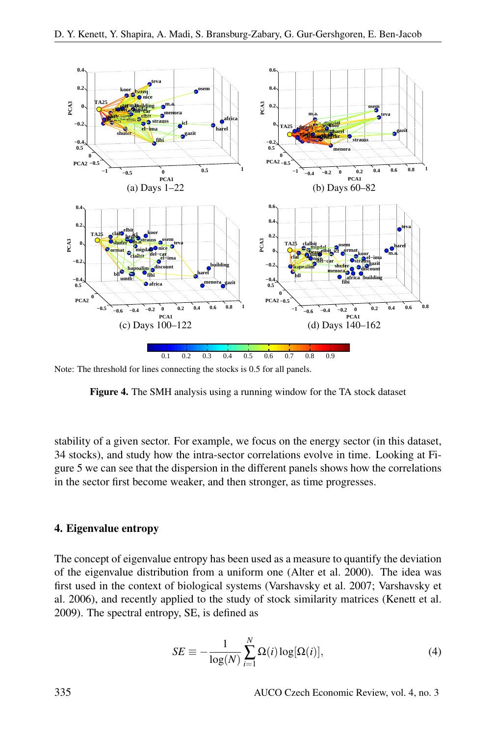(a) Days 1–22

(b) Days 60–82

(c) Days 100–122

(d) Days 140–162

Note: The threshold for lines connecting the stocks is 0.5 for all panels.

**Figure 4.** The SMH analysis using a running window for the TA stock dataset

stability of a given sector. For example, we focus on the energy sector (in this dataset, 34 stocks), and study how the intra-sector correlations evolve in time. Looking at Figure 5 we can see that the dispersion in the different panels shows how the correlations in the sector first become weaker, and then stronger, as time progresses.

## 4. Eigenvalue entropy

The concept of eigenvalue entropy has been used as a measure to quantify the deviation of the eigenvalue distribution from a uniform one (Alter et al. 2000). The idea was first used in the context of biological systems (Varshavsky et al. 2007; Varshavsky et al. 2006), and recently applied to the study of stock similarity matrices (Kenett et al. 2009). The spectral entropy, SE, is defined as

$$SE \equiv -\frac{1}{\log(N)} \sum_{i=1}^{N} \Omega(i) \log[\Omega(i)], \tag{4}$$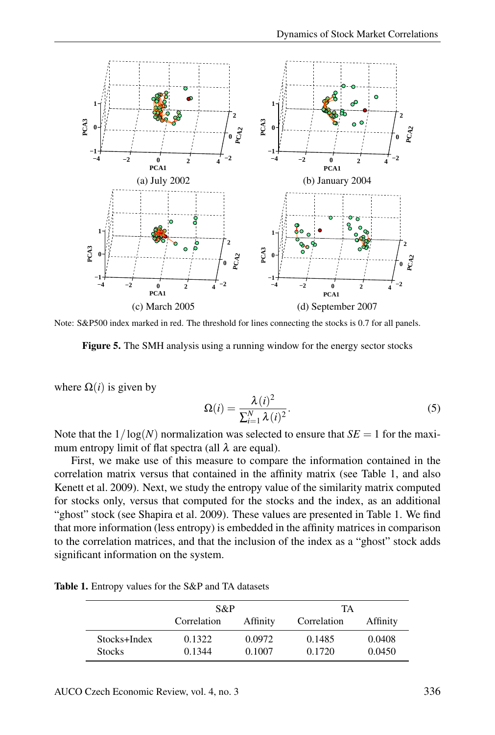(a) July 2002

(b) January 2004

(c) March 2005

(d) September 2007

Note: S&P500 index marked in red. The threshold for lines connecting the stocks is 0.7 for all panels.

**Figure 5.** The SMH analysis using a running window for the energy sector stocks

where $\Omega(i)$ is given by

$$\Omega(i) = \frac{\lambda(i)^2}{\sum_{i=1}^{N} \lambda(i)^2}. \tag{5}$$

Note that the $1/\log(N)$ normalization was selected to ensure that $SE = 1$ for the maximum entropy limit of flat spectra (all $\lambda$ are equal).

First, we make use of this measure to compare the information contained in the correlation matrix versus that contained in the affinity matrix (see Table 1, and also Kenett et al. 2009). Next, we study the entropy value of the similarity matrix computed for stocks only, versus that computed for the stocks and the index, as an additional "ghost" stock (see Shapira et al. 2009). These values are presented in Table 1. We find that more information (less entropy) is embedded in the affinity matrices in comparison to the correlation matrices, and that the inclusion of the index as a "ghost" stock adds significant information on the system.

**Table 1.** Entropy values for the S&P and TA datasets

| | S&P | | TA | |
|---|---|---|---|---|
| | Correlation | Affinity | Correlation | Affinity |
| Stocks+Index | 0.1322 | 0.0972 | 0.1485 | 0.0408 |
| Stocks | 0.1344 | 0.1007 | 0.1720 | 0.0450 |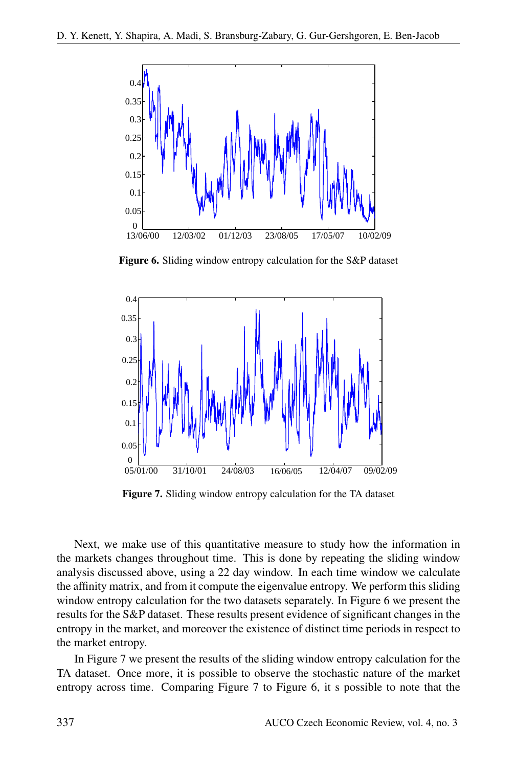Figure 6. Sliding window entropy calculation for the S&P dataset

Figure 7. Sliding window entropy calculation for the TA dataset

Next, we make use of this quantitative measure to study how the information in the markets changes throughout time. This is done by repeating the sliding window analysis discussed above, using a 22 day window. In each time window we calculate the affinity matrix, and from it compute the eigenvalue entropy. We perform this sliding window entropy calculation for the two datasets separately. In Figure 6 we present the results for the S&P dataset. These results present evidence of significant changes in the entropy in the market, and moreover the existence of distinct time periods in respect to the market entropy.

In Figure 7 we present the results of the sliding window entropy calculation for the TA dataset. Once more, it is possible to observe the stochastic nature of the market entropy across time. Comparing Figure 7 to Figure 6, it s possible to note that the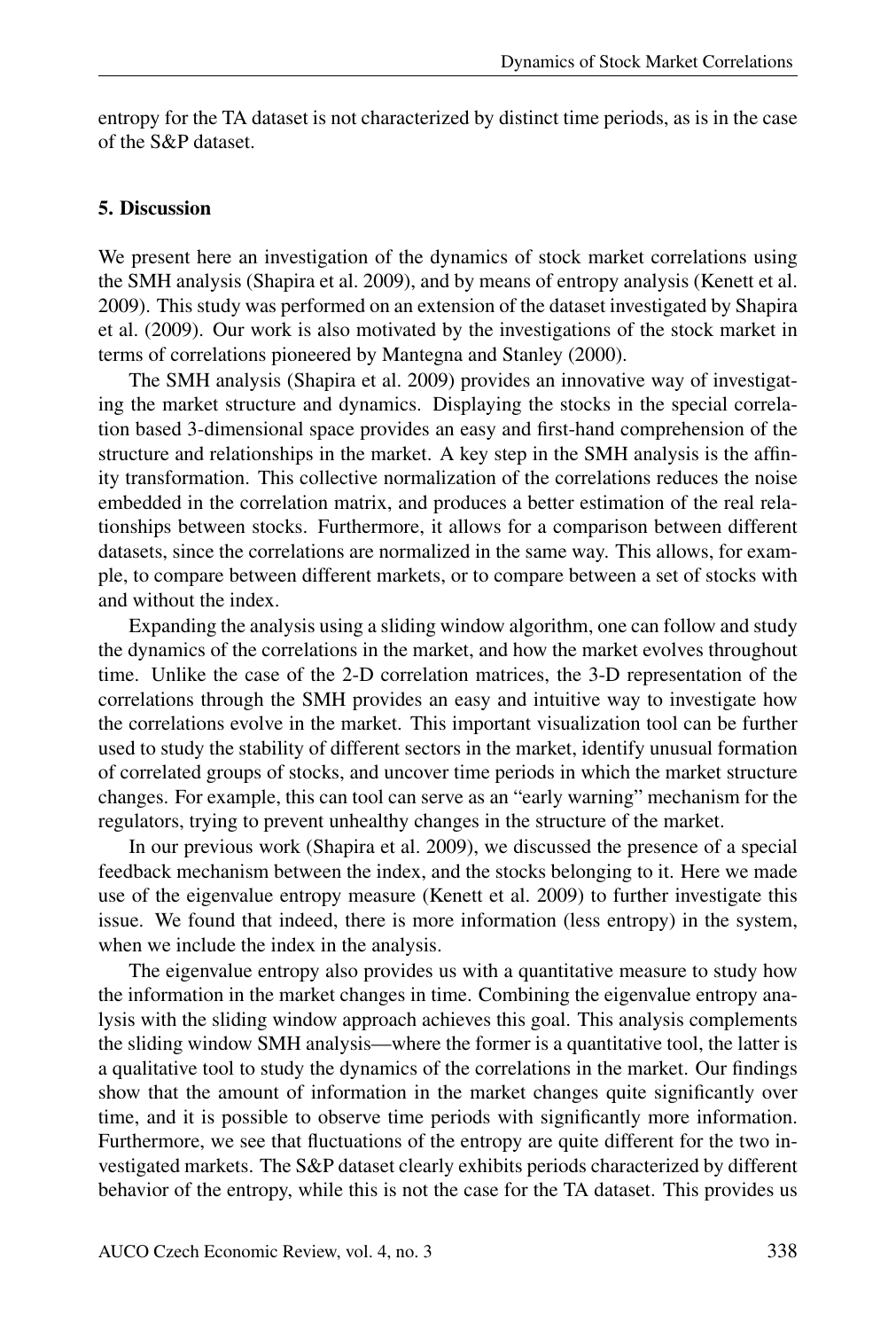entropy for the TA dataset is not characterized by distinct time periods, as is in the case of the S&P dataset.

## 5. Discussion

We present here an investigation of the dynamics of stock market correlations using the SMH analysis (Shapira et al. 2009), and by means of entropy analysis (Kenett et al. 2009). This study was performed on an extension of the dataset investigated by Shapira et al. (2009). Our work is also motivated by the investigations of the stock market in terms of correlations pioneered by Mantegna and Stanley (2000).

The SMH analysis (Shapira et al. 2009) provides an innovative way of investigating the market structure and dynamics. Displaying the stocks in the special correlation based 3-dimensional space provides an easy and first-hand comprehension of the structure and relationships in the market. A key step in the SMH analysis is the affinity transformation. This collective normalization of the correlations reduces the noise embedded in the correlation matrix, and produces a better estimation of the real relationships between stocks. Furthermore, it allows for a comparison between different datasets, since the correlations are normalized in the same way. This allows, for example, to compare between different markets, or to compare between a set of stocks with and without the index.

Expanding the analysis using a sliding window algorithm, one can follow and study the dynamics of the correlations in the market, and how the market evolves throughout time. Unlike the case of the 2-D correlation matrices, the 3-D representation of the correlations through the SMH provides an easy and intuitive way to investigate how the correlations evolve in the market. This important visualization tool can be further used to study the stability of different sectors in the market, identify unusual formation of correlated groups of stocks, and uncover time periods in which the market structure changes. For example, this can tool can serve as an "early warning" mechanism for the regulators, trying to prevent unhealthy changes in the structure of the market.

In our previous work (Shapira et al. 2009), we discussed the presence of a special feedback mechanism between the index, and the stocks belonging to it. Here we made use of the eigenvalue entropy measure (Kenett et al. 2009) to further investigate this issue. We found that indeed, there is more information (less entropy) in the system, when we include the index in the analysis.

The eigenvalue entropy also provides us with a quantitative measure to study how the information in the market changes in time. Combining the eigenvalue entropy analysis with the sliding window approach achieves this goal. This analysis complements the sliding window SMH analysis—where the former is a quantitative tool, the latter is a qualitative tool to study the dynamics of the correlations in the market. Our findings show that the amount of information in the market changes quite significantly over time, and it is possible to observe time periods with significantly more information. Furthermore, we see that fluctuations of the entropy are quite different for the two investigated markets. The S&P dataset clearly exhibits periods characterized by different behavior of the entropy, while this is not the case for the TA dataset. This provides us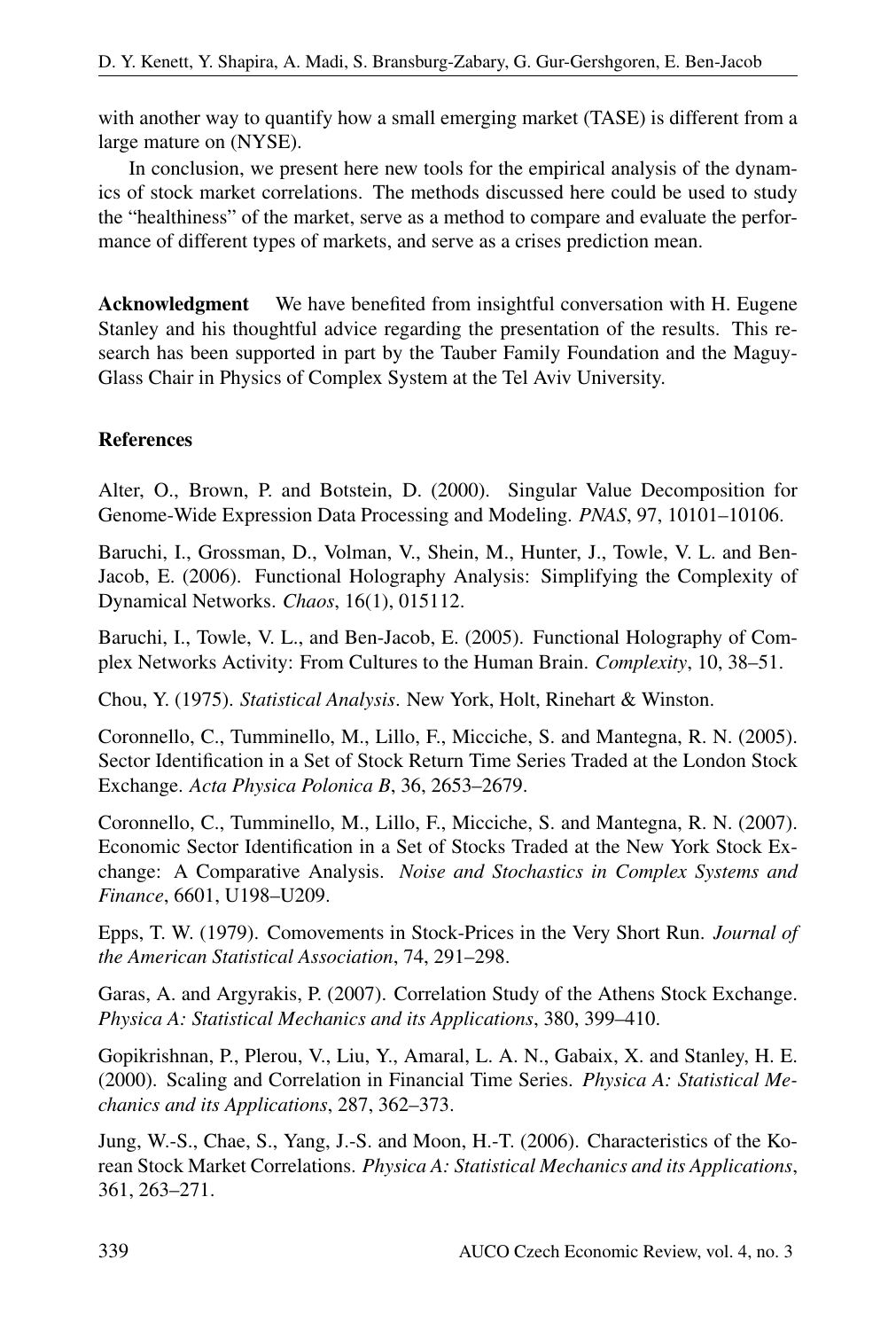with another way to quantify how a small emerging market (TASE) is different from a large mature on (NYSE).

In conclusion, we present here new tools for the empirical analysis of the dynamics of stock market correlations. The methods discussed here could be used to study the "healthiness" of the market, serve as a method to compare and evaluate the performance of different types of markets, and serve as a crises prediction mean.

**Acknowledgment** We have benefited from insightful conversation with H. Eugene Stanley and his thoughtful advice regarding the presentation of the results. This research has been supported in part by the Tauber Family Foundation and the Maguy-Glass Chair in Physics of Complex System at the Tel Aviv University.

## References

Alter, O., Brown, P. and Botstein, D. (2000). Singular Value Decomposition for Genome-Wide Expression Data Processing and Modeling. *PNAS*, 97, 10101–10106.

Baruchi, I., Grossman, D., Volman, V., Shein, M., Hunter, J., Towle, V. L. and Ben-Jacob, E. (2006). Functional Holography Analysis: Simplifying the Complexity of Dynamical Networks. *Chaos*, 16(1), 015112.

Baruchi, I., Towle, V. L., and Ben-Jacob, E. (2005). Functional Holography of Complex Networks Activity: From Cultures to the Human Brain. *Complexity*, 10, 38–51.

Chou, Y. (1975). *Statistical Analysis*. New York, Holt, Rinehart & Winston.

Coronnello, C., Tumminello, M., Lillo, F., Micciche, S. and Mantegna, R. N. (2005). Sector Identification in a Set of Stock Return Time Series Traded at the London Stock Exchange. *Acta Physica Polonica B*, 36, 2653–2679.

Coronnello, C., Tumminello, M., Lillo, F., Micciche, S. and Mantegna, R. N. (2007). Economic Sector Identification in a Set of Stocks Traded at the New York Stock Exchange: A Comparative Analysis. *Noise and Stochastics in Complex Systems and Finance*, 6601, U198–U209.

Epps, T. W. (1979). Comovements in Stock-Prices in the Very Short Run. *Journal of the American Statistical Association*, 74, 291–298.

Garas, A. and Argyrakis, P. (2007). Correlation Study of the Athens Stock Exchange. *Physica A: Statistical Mechanics and its Applications*, 380, 399–410.

Gopikrishnan, P., Plerou, V., Liu, Y., Amaral, L. A. N., Gabaix, X. and Stanley, H. E. (2000). Scaling and Correlation in Financial Time Series. *Physica A: Statistical Mechanics and its Applications*, 287, 362–373.

Jung, W.-S., Chae, S., Yang, J.-S. and Moon, H.-T. (2006). Characteristics of the Korean Stock Market Correlations. *Physica A: Statistical Mechanics and its Applications*, 361, 263–271.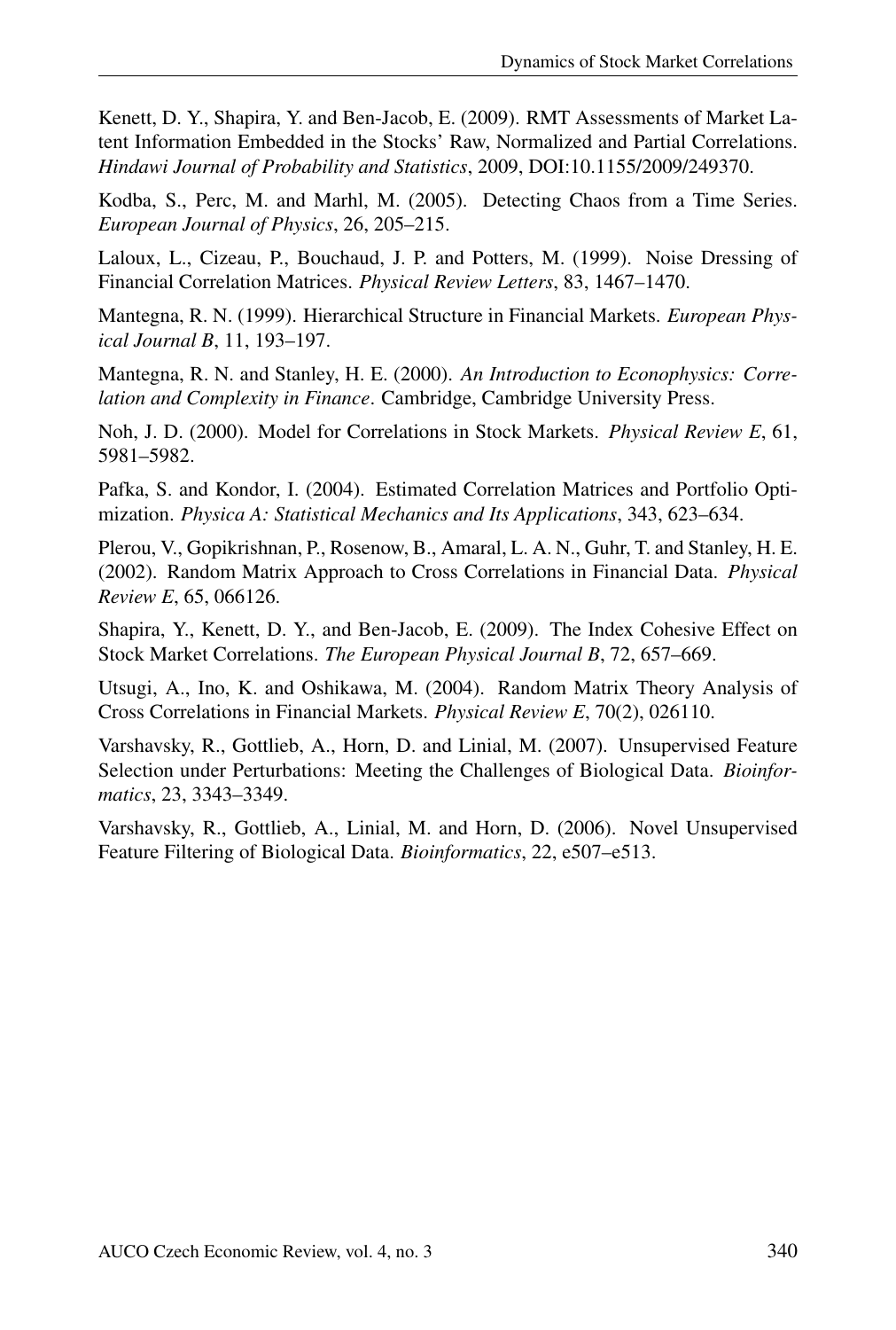Kenett, D. Y., Shapira, Y. and Ben-Jacob, E. (2009). RMT Assessments of Market Latent Information Embedded in the Stocks' Raw, Normalized and Partial Correlations. *Hindawi Journal of Probability and Statistics*, 2009, DOI:10.1155/2009/249370.

Kodba, S., Perc, M. and Marhl, M. (2005). Detecting Chaos from a Time Series. *European Journal of Physics*, 26, 205–215.

Laloux, L., Cizeau, P., Bouchaud, J. P. and Potters, M. (1999). Noise Dressing of Financial Correlation Matrices. *Physical Review Letters*, 83, 1467–1470.

Mantegna, R. N. (1999). Hierarchical Structure in Financial Markets. *European Physical Journal B*, 11, 193–197.

Mantegna, R. N. and Stanley, H. E. (2000). *An Introduction to Econophysics: Correlation and Complexity in Finance*. Cambridge, Cambridge University Press.

Noh, J. D. (2000). Model for Correlations in Stock Markets. *Physical Review E*, 61, 5981–5982.

Pafka, S. and Kondor, I. (2004). Estimated Correlation Matrices and Portfolio Optimization. *Physica A: Statistical Mechanics and Its Applications*, 343, 623–634.

Plerou, V., Gopikrishnan, P., Rosenow, B., Amaral, L. A. N., Guhr, T. and Stanley, H. E. (2002). Random Matrix Approach to Cross Correlations in Financial Data. *Physical Review E*, 65, 066126.

Shapira, Y., Kenett, D. Y., and Ben-Jacob, E. (2009). The Index Cohesive Effect on Stock Market Correlations. *The European Physical Journal B*, 72, 657–669.

Utsugi, A., Ino, K. and Oshikawa, M. (2004). Random Matrix Theory Analysis of Cross Correlations in Financial Markets. *Physical Review E*, 70(2), 026110.

Varshavsky, R., Gottlieb, A., Horn, D. and Linial, M. (2007). Unsupervised Feature Selection under Perturbations: Meeting the Challenges of Biological Data. *Bioinformatics*, 23, 3343–3349.

Varshavsky, R., Gottlieb, A., Linial, M. and Horn, D. (2006). Novel Unsupervised Feature Filtering of Biological Data. *Bioinformatics*, 22, e507–e513.